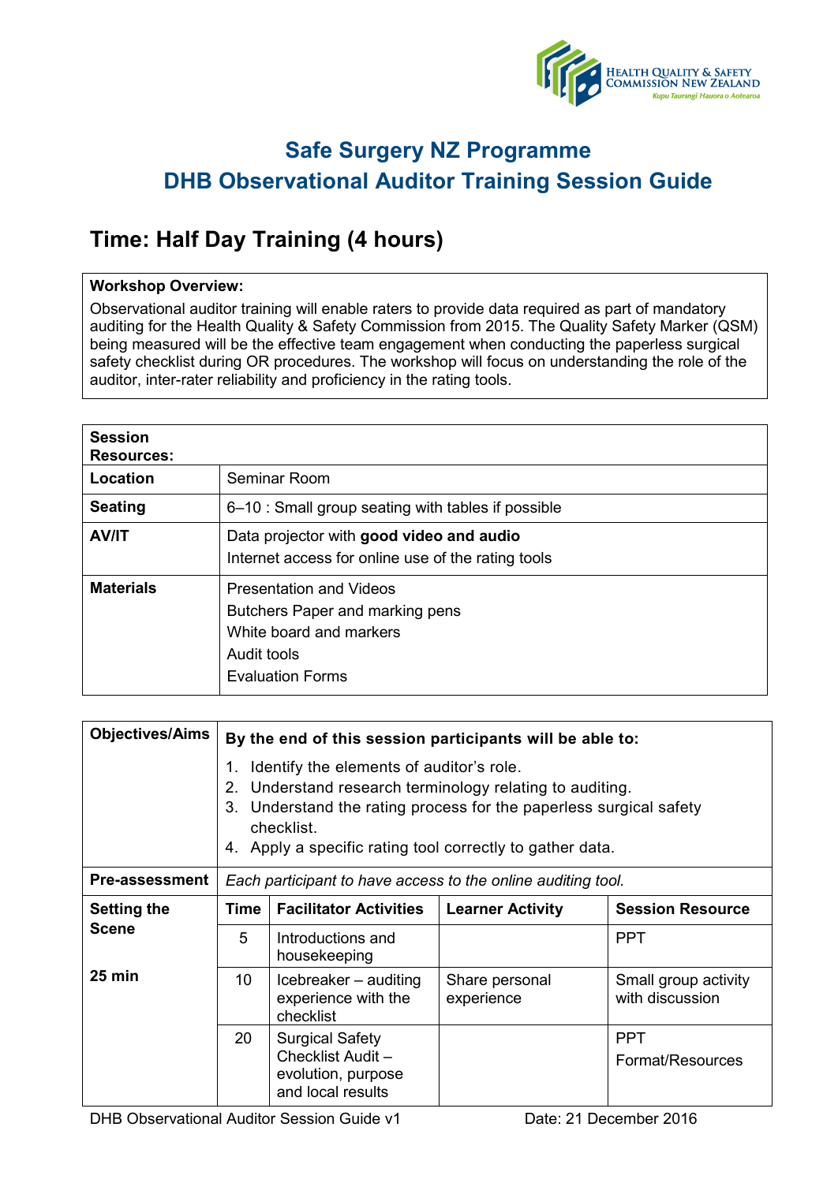# Safe Surgery NZ Programme
# DHB Observational Auditor Training Session Guide

## Time: Half Day Training (4 hours)

| **Workshop Overview:** |
|---|
| Observational auditor training will enable raters to provide data required as part of mandatory auditing for the Health Quality & Safety Commission from 2015. The Quality Safety Marker (QSM) being measured will be the effective team engagement when conducting the paperless surgical safety checklist during OR procedures. The workshop will focus on understanding the role of the auditor, inter-rater reliability and proficiency in the rating tools. |

| **Session Resources:** | |
|---|---|
| **Location** | Seminar Room |
| **Seating** | 6–10 : Small group seating with tables if possible |
| **AV/IT** | Data projector with **good video and audio**<br>Internet access for online use of the rating tools |
| **Materials** | Presentation and Videos<br>Butchers Paper and marking pens<br>White board and markers<br>Audit tools<br>Evaluation Forms |

| **Objectives/Aims** | **By the end of this session participants will be able to:**<br>1. Identify the elements of auditor's role.<br>2. Understand research terminology relating to auditing.<br>3. Understand the rating process for the paperless surgical safety checklist.<br>4. Apply a specific rating tool correctly to gather data. | | | |
|---|---|---|---|---|
| **Pre-assessment** | *Each participant to have access to the online auditing tool.* | | | |
| **Setting the Scene**<br><br>**25 min** | **Time** | **Facilitator Activities** | **Learner Activity** | **Session Resource** |
| | 5 | Introductions and housekeeping | | PPT |
| | 10 | Icebreaker – auditing experience with the checklist | Share personal experience | Small group activity with discussion |
| | 20 | Surgical Safety Checklist Audit – evolution, purpose and local results | | PPT<br>Format/Resources |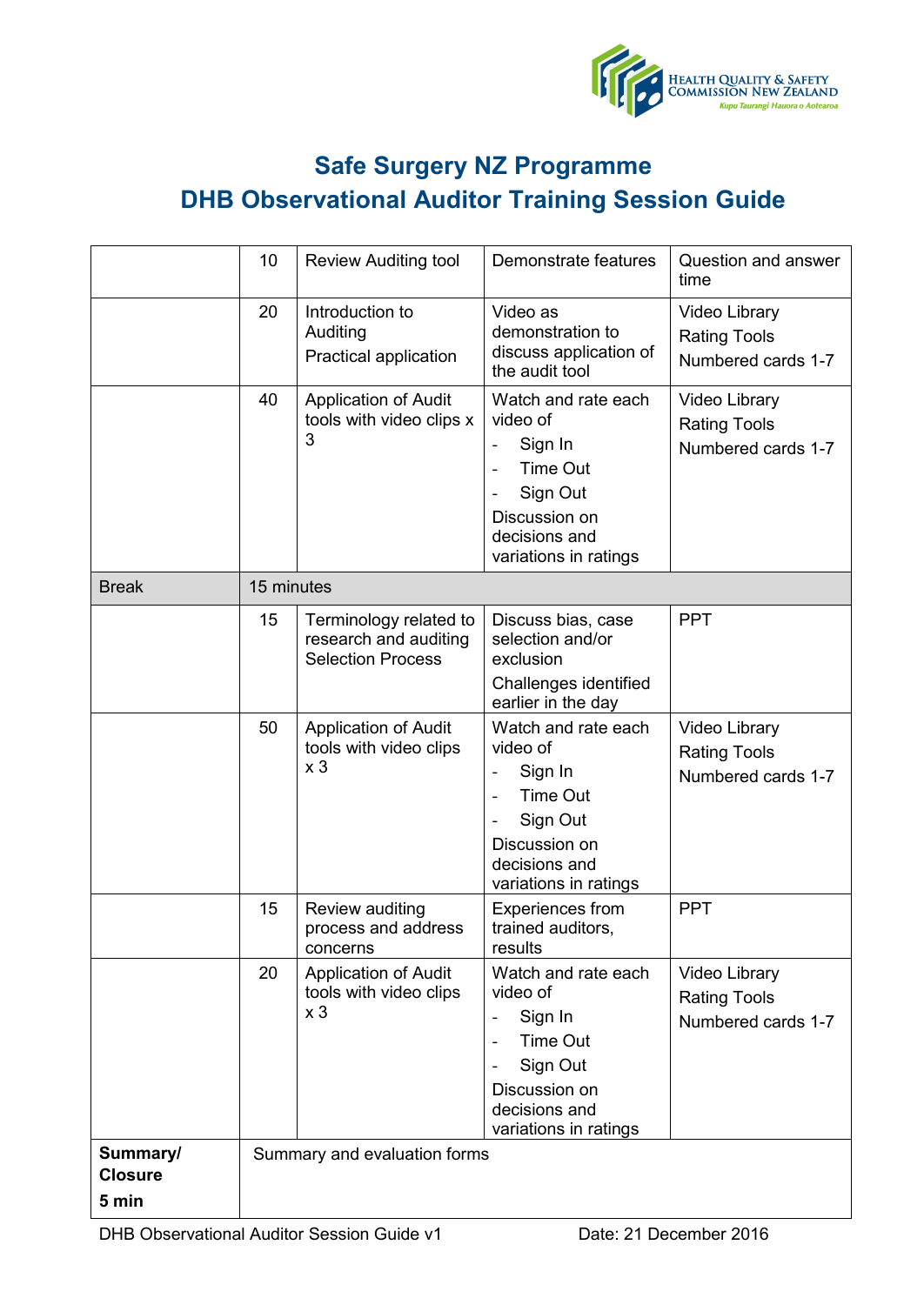# Safe Surgery NZ Programme

## DHB Observational Auditor Training Session Guide

| | | | | |
|---|---|---|---|---|
| | 10 | Review Auditing tool | Demonstrate features | Question and answer time |
| | 20 | Introduction to Auditing<br>Practical application | Video as demonstration to discuss application of the audit tool | Video Library<br>Rating Tools<br>Numbered cards 1-7 |
| | 40 | Application of Audit tools with video clips x 3 | Watch and rate each video of<br>- Sign In<br>- Time Out<br>- Sign Out<br>Discussion on decisions and variations in ratings | Video Library<br>Rating Tools<br>Numbered cards 1-7 |
| Break | 15 minutes | | | |
| | 15 | Terminology related to research and auditing Selection Process | Discuss bias, case selection and/or exclusion<br>Challenges identified earlier in the day | PPT |
| | 50 | Application of Audit tools with video clips x 3 | Watch and rate each video of<br>- Sign In<br>- Time Out<br>- Sign Out<br>Discussion on decisions and variations in ratings | Video Library<br>Rating Tools<br>Numbered cards 1-7 |
| | 15 | Review auditing process and address concerns | Experiences from trained auditors, results | PPT |
| | 20 | Application of Audit tools with video clips x 3 | Watch and rate each video of<br>- Sign In<br>- Time Out<br>- Sign Out<br>Discussion on decisions and variations in ratings | Video Library<br>Rating Tools<br>Numbered cards 1-7 |
| **Summary/ Closure**<br>**5 min** | Summary and evaluation forms | | | |

DHB Observational Auditor Session Guide v1 Date: 21 December 2016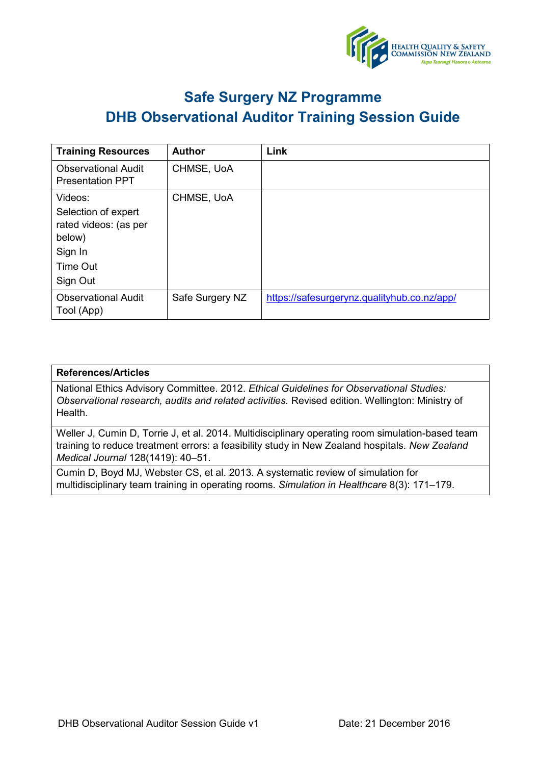# Safe Surgery NZ Programme
# DHB Observational Auditor Training Session Guide

| Training Resources | Author | Link |
|---|---|---|
| Observational Audit Presentation PPT | CHMSE, UoA | |
| Videos:<br>Selection of expert rated videos: (as per below)<br>Sign In<br>Time Out<br>Sign Out | CHMSE, UoA | |
| Observational Audit Tool (App) | Safe Surgery NZ | https://safesurgerynz.qualityhub.co.nz/app/ |

| References/Articles |
|---|
| National Ethics Advisory Committee. 2012. *Ethical Guidelines for Observational Studies: Observational research, audits and related activities.* Revised edition. Wellington: Ministry of Health. |
| Weller J, Cumin D, Torrie J, et al. 2014. Multidisciplinary operating room simulation-based team training to reduce treatment errors: a feasibility study in New Zealand hospitals. *New Zealand Medical Journal* 128(1419): 40–51. |
| Cumin D, Boyd MJ, Webster CS, et al. 2013. A systematic review of simulation for multidisciplinary team training in operating rooms. *Simulation in Healthcare* 8(3): 171–179. |

DHB Observational Auditor Session Guide v1 Date: 21 December 2016